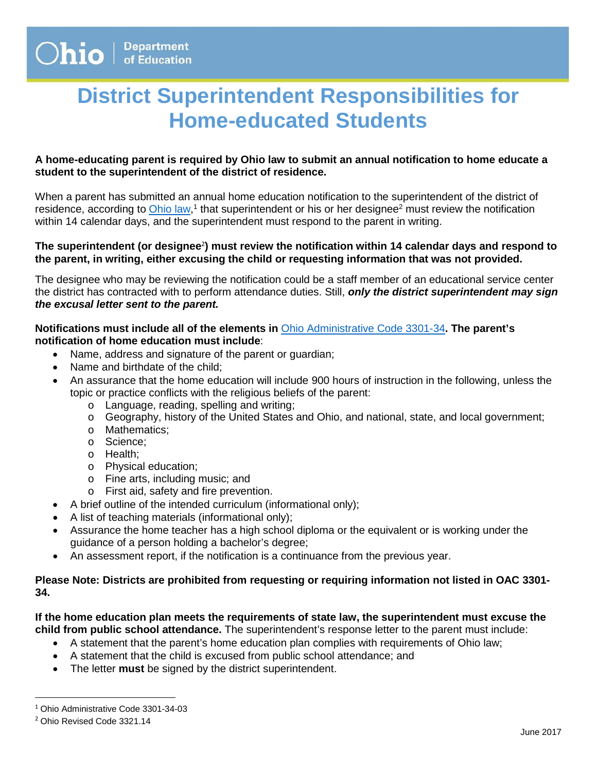# District Superintendent Responsibilities for Home-educated Students

**A home-educating parent is required by Ohio law to submit an annual notification to home educate a student to the superintendent of the district of residence.**

When a parent has submitted an annual home education notification to the superintendent of the district of residence, according to [Ohio law](),[1] that superintendent or his or her designee[2] must review the notification within 14 calendar days, and the superintendent must respond to the parent in writing.

**The superintendent (or designee[2]) must review the notification within 14 calendar days and respond to the parent, in writing, either excusing the child or requesting information that was not provided.**

The designee who may be reviewing the notification could be a staff member of an educational service center the district has contracted with to perform attendance duties. Still, ***only the district superintendent may sign the excusal letter sent to the parent.***

**Notifications must include all of the elements in [Ohio Administrative Code 3301-34](). The parent's notification of home education must include**:

- Name, address and signature of the parent or guardian;
- Name and birthdate of the child;
- An assurance that the home education will include 900 hours of instruction in the following, unless the topic or practice conflicts with the religious beliefs of the parent:
  - Language, reading, spelling and writing;
  - Geography, history of the United States and Ohio, and national, state, and local government;
  - Mathematics;
  - Science;
  - Health;
  - Physical education;
  - Fine arts, including music; and
  - First aid, safety and fire prevention.
- A brief outline of the intended curriculum (informational only);
- A list of teaching materials (informational only);
- Assurance the home teacher has a high school diploma or the equivalent or is working under the guidance of a person holding a bachelor's degree;
- An assessment report, if the notification is a continuance from the previous year.

**Please Note: Districts are prohibited from requesting or requiring information not listed in OAC 3301-34.**

**If the home education plan meets the requirements of state law, the superintendent must excuse the child from public school attendance.** The superintendent's response letter to the parent must include:

- A statement that the parent's home education plan complies with requirements of Ohio law;
- A statement that the child is excused from public school attendance; and
- The letter **must** be signed by the district superintendent.

---

[1] Ohio Administrative Code 3301-34-03

[2] Ohio Revised Code 3321.14

June 2017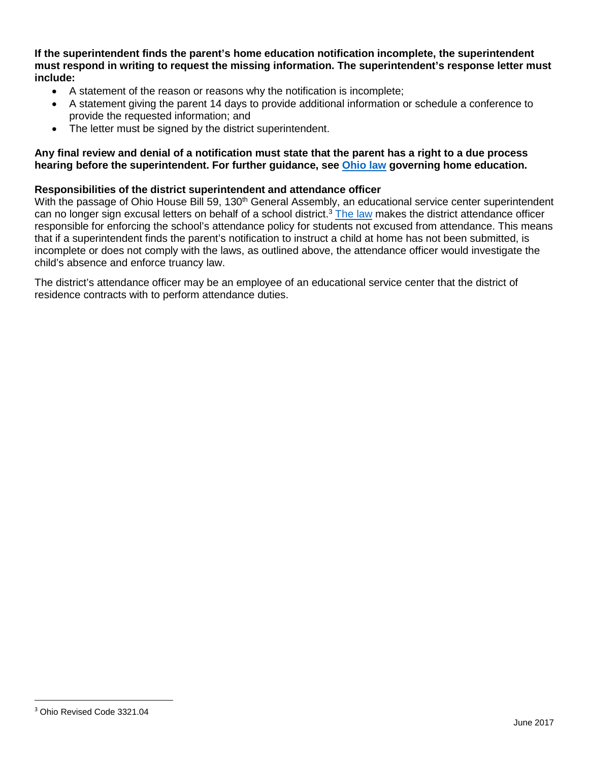**If the superintendent finds the parent's home education notification incomplete, the superintendent must respond in writing to request the missing information. The superintendent's response letter must include:**

- A statement of the reason or reasons why the notification is incomplete;
- A statement giving the parent 14 days to provide additional information or schedule a conference to provide the requested information; and
- The letter must be signed by the district superintendent.

**Any final review and denial of a notification must state that the parent has a right to a due process hearing before the superintendent. For further guidance, see Ohio law governing home education.**

### Responsibilities of the district superintendent and attendance officer

With the passage of Ohio House Bill 59, 130th General Assembly, an educational service center superintendent can no longer sign excusal letters on behalf of a school district.[3] The law makes the district attendance officer responsible for enforcing the school's attendance policy for students not excused from attendance. This means that if a superintendent finds the parent's notification to instruct a child at home has not been submitted, is incomplete or does not comply with the laws, as outlined above, the attendance officer would investigate the child's absence and enforce truancy law.

The district's attendance officer may be an employee of an educational service center that the district of residence contracts with to perform attendance duties.

---

[3] Ohio Revised Code 3321.04

June 2017